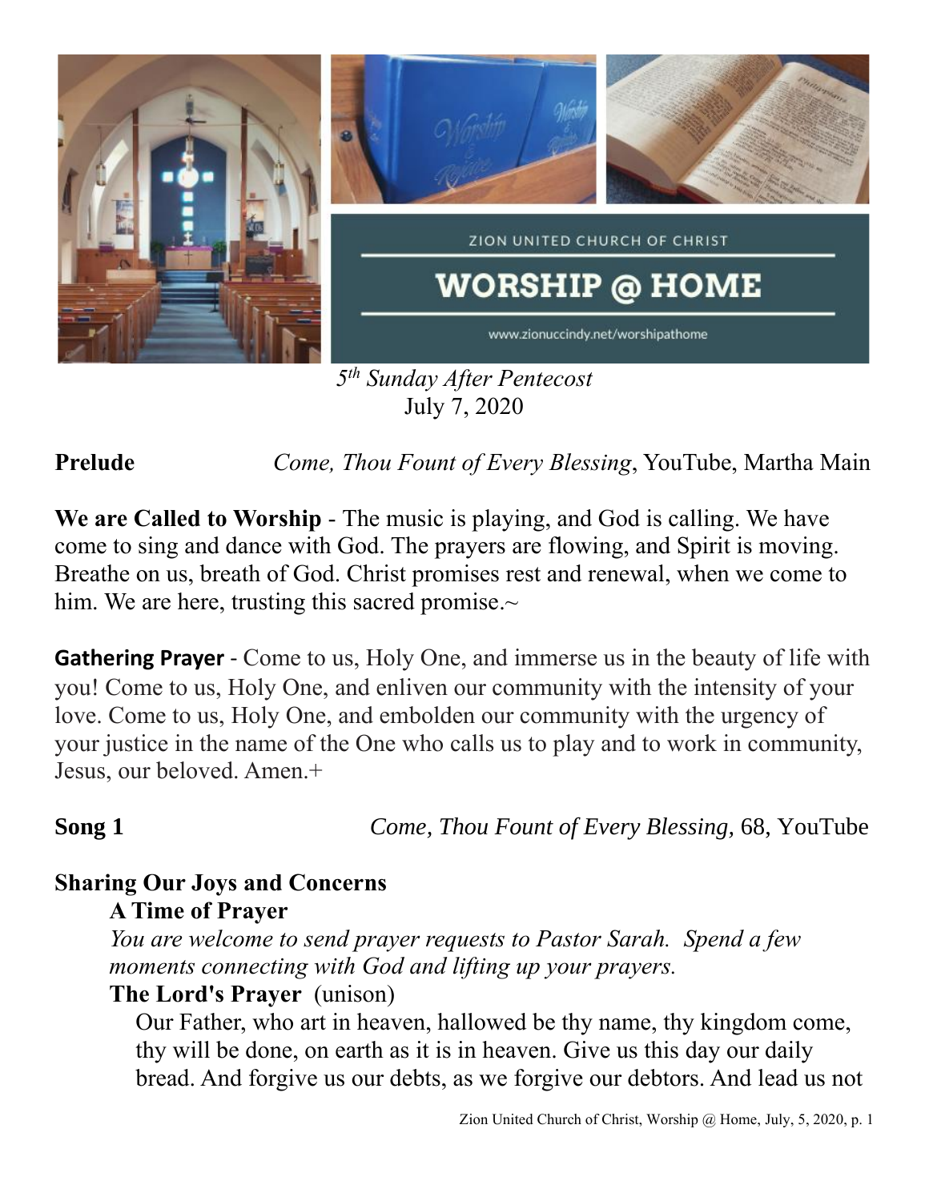ZION UNITED CHURCH OF CHRIST

# WORSHIP @ HOME

www.zionuccindy.net/worshipathome

*5th Sunday After Pentecost*
July 7, 2020

**Prelude** *Come, Thou Fount of Every Blessing*, YouTube, Martha Main

**We are Called to Worship** - The music is playing, and God is calling. We have come to sing and dance with God. The prayers are flowing, and Spirit is moving. Breathe on us, breath of God. Christ promises rest and renewal, when we come to him. We are here, trusting this sacred promise.~

**Gathering Prayer** - Come to us, Holy One, and immerse us in the beauty of life with you! Come to us, Holy One, and enliven our community with the intensity of your love. Come to us, Holy One, and embolden our community with the urgency of your justice in the name of the One who calls us to play and to work in community, Jesus, our beloved. Amen.+

**Song 1** *Come, Thou Fount of Every Blessing,* 68, YouTube

**Sharing Our Joys and Concerns**

**A Time of Prayer**

*You are welcome to send prayer requests to Pastor Sarah. Spend a few moments connecting with God and lifting up your prayers.*

**The Lord's Prayer** (unison)

Our Father, who art in heaven, hallowed be thy name, thy kingdom come, thy will be done, on earth as it is in heaven. Give us this day our daily bread. And forgive us our debts, as we forgive our debtors. And lead us not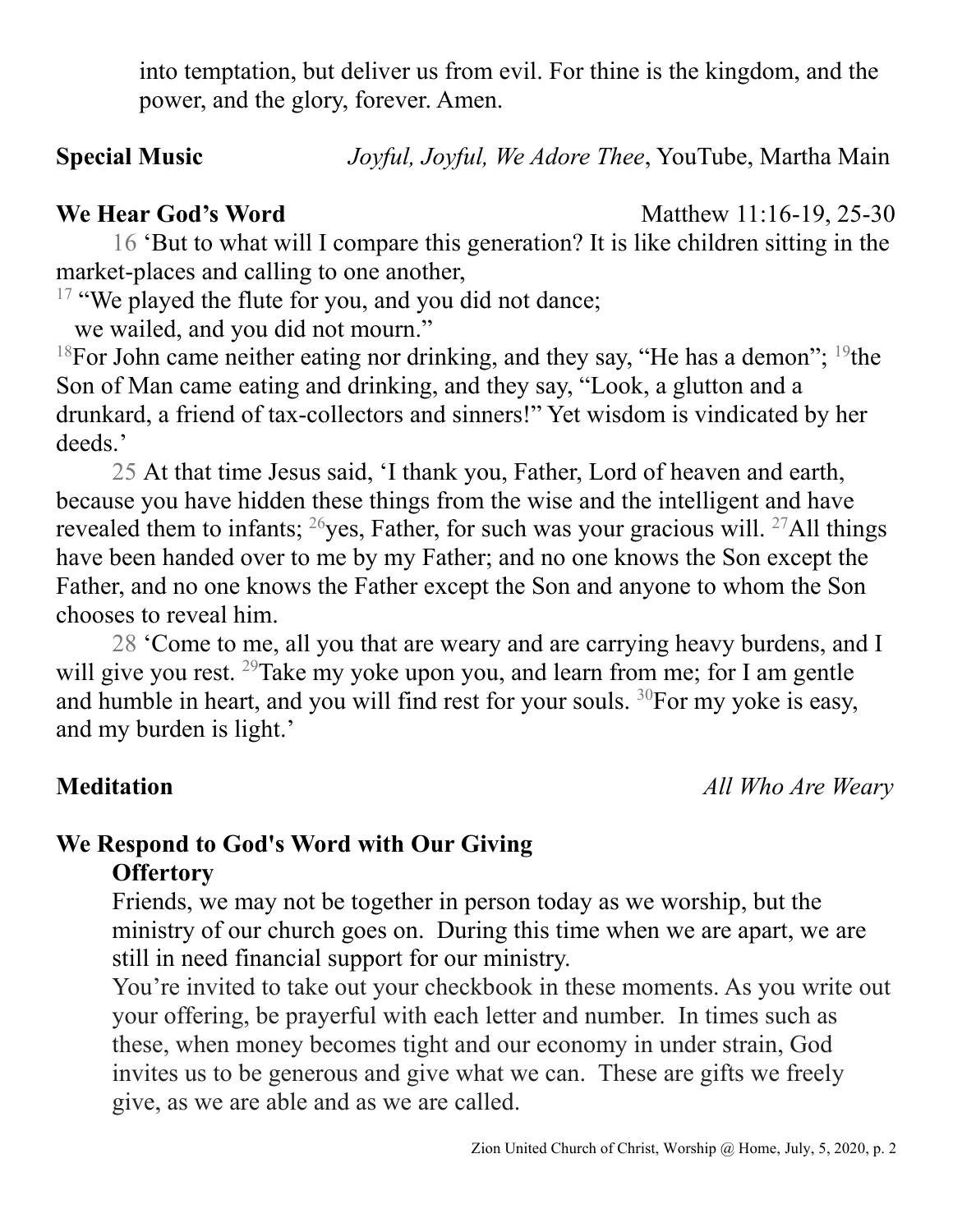into temptation, but deliver us from evil. For thine is the kingdom, and the power, and the glory, forever. Amen.

**Special Music** *Joyful, Joyful, We Adore Thee*, YouTube, Martha Main

**We Hear God's Word** Matthew 11:16-19, 25-30

16 'But to what will I compare this generation? It is like children sitting in the market-places and calling to one another,

17 "We played the flute for you, and you did not dance;
we wailed, and you did not mourn."

18 For John came neither eating nor drinking, and they say, "He has a demon"; 19 the Son of Man came eating and drinking, and they say, "Look, a glutton and a drunkard, a friend of tax-collectors and sinners!" Yet wisdom is vindicated by her deeds.'

25 At that time Jesus said, 'I thank you, Father, Lord of heaven and earth, because you have hidden these things from the wise and the intelligent and have revealed them to infants; 26 yes, Father, for such was your gracious will. 27 All things have been handed over to me by my Father; and no one knows the Son except the Father, and no one knows the Father except the Son and anyone to whom the Son chooses to reveal him.

28 'Come to me, all you that are weary and are carrying heavy burdens, and I will give you rest. 29 Take my yoke upon you, and learn from me; for I am gentle and humble in heart, and you will find rest for your souls. 30 For my yoke is easy, and my burden is light.'

**Meditation** *All Who Are Weary*

**We Respond to God's Word with Our Giving**

**Offertory**

Friends, we may not be together in person today as we worship, but the ministry of our church goes on. During this time when we are apart, we are still in need financial support for our ministry.

You're invited to take out your checkbook in these moments. As you write out your offering, be prayerful with each letter and number. In times such as these, when money becomes tight and our economy in under strain, God invites us to be generous and give what we can. These are gifts we freely give, as we are able and as we are called.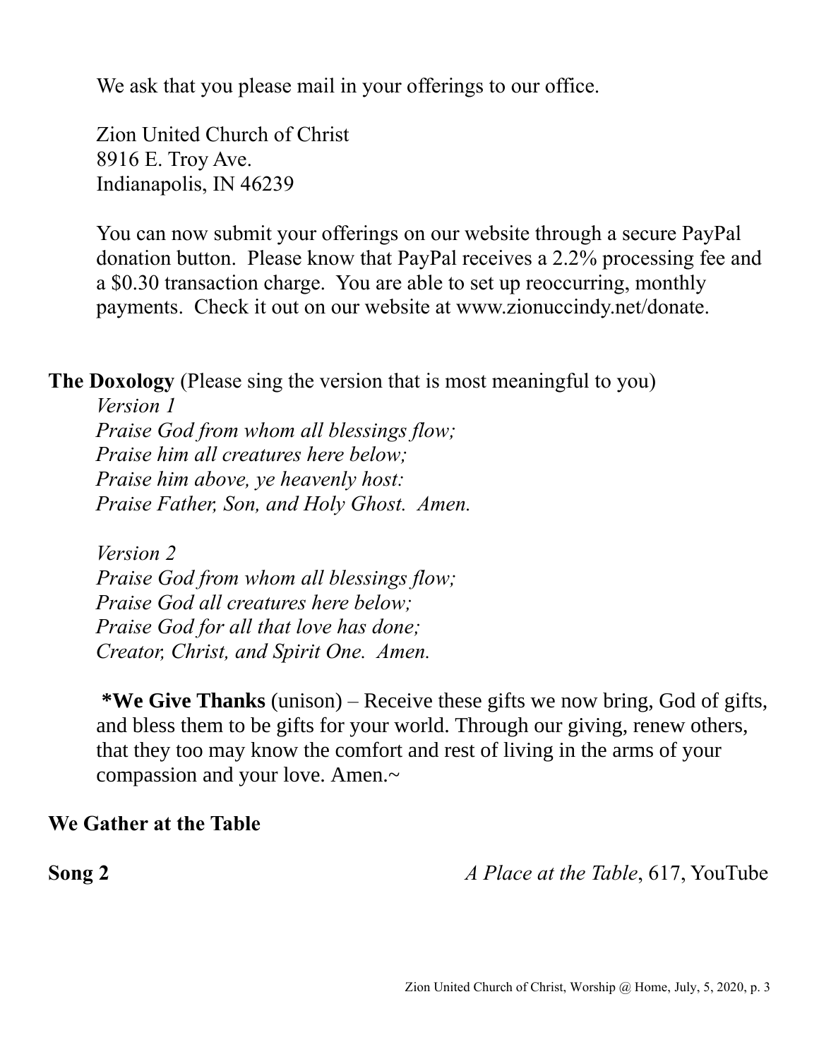We ask that you please mail in your offerings to our office.

Zion United Church of Christ
8916 E. Troy Ave.
Indianapolis, IN 46239

You can now submit your offerings on our website through a secure PayPal donation button. Please know that PayPal receives a 2.2% processing fee and a $0.30 transaction charge. You are able to set up reoccurring, monthly payments. Check it out on our website at www.zionuccindy.net/donate.

**The Doxology** (Please sing the version that is most meaningful to you)

*Version 1*
*Praise God from whom all blessings flow;*
*Praise him all creatures here below;*
*Praise him above, ye heavenly host:*
*Praise Father, Son, and Holy Ghost. Amen.*

*Version 2*
*Praise God from whom all blessings flow;*
*Praise God all creatures here below;*
*Praise God for all that love has done;*
*Creator, Christ, and Spirit One. Amen.*

**\*We Give Thanks** (unison) – Receive these gifts we now bring, God of gifts, and bless them to be gifts for your world. Through our giving, renew others, that they too may know the comfort and rest of living in the arms of your compassion and your love. Amen.~

**We Gather at the Table**

**Song 2** *A Place at the Table*, 617, YouTube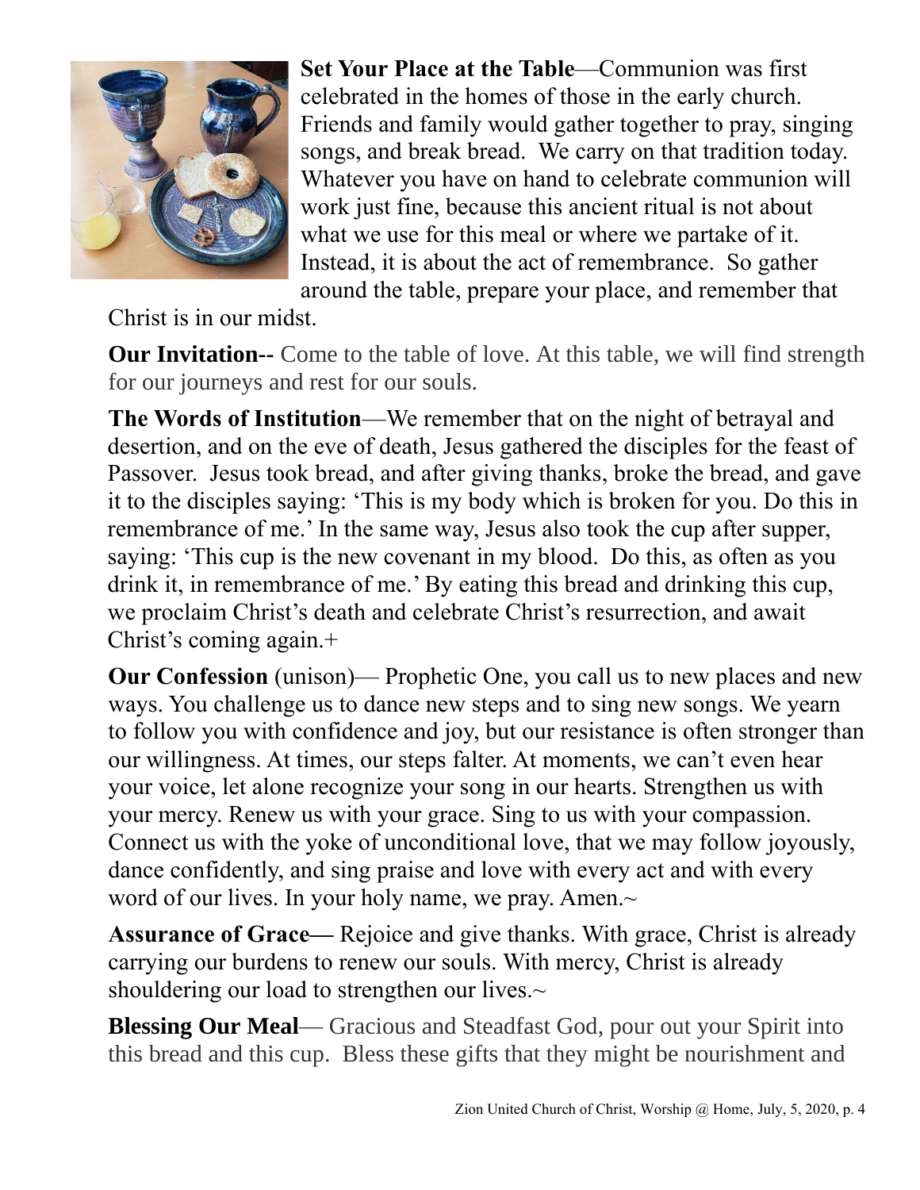**Set Your Place at the Table**—Communion was first celebrated in the homes of those in the early church. Friends and family would gather together to pray, singing songs, and break bread. We carry on that tradition today. Whatever you have on hand to celebrate communion will work just fine, because this ancient ritual is not about what we use for this meal or where we partake of it. Instead, it is about the act of remembrance. So gather around the table, prepare your place, and remember that Christ is in our midst.

**Our Invitation--** Come to the table of love. At this table, we will find strength for our journeys and rest for our souls.

**The Words of Institution**—We remember that on the night of betrayal and desertion, and on the eve of death, Jesus gathered the disciples for the feast of Passover. Jesus took bread, and after giving thanks, broke the bread, and gave it to the disciples saying: 'This is my body which is broken for you. Do this in remembrance of me.' In the same way, Jesus also took the cup after supper, saying: 'This cup is the new covenant in my blood. Do this, as often as you drink it, in remembrance of me.' By eating this bread and drinking this cup, we proclaim Christ's death and celebrate Christ's resurrection, and await Christ's coming again.+

**Our Confession** (unison)— Prophetic One, you call us to new places and new ways. You challenge us to dance new steps and to sing new songs. We yearn to follow you with confidence and joy, but our resistance is often stronger than our willingness. At times, our steps falter. At moments, we can't even hear your voice, let alone recognize your song in our hearts. Strengthen us with your mercy. Renew us with your grace. Sing to us with your compassion. Connect us with the yoke of unconditional love, that we may follow joyously, dance confidently, and sing praise and love with every act and with every word of our lives. In your holy name, we pray. Amen.~

**Assurance of Grace—** Rejoice and give thanks. With grace, Christ is already carrying our burdens to renew our souls. With mercy, Christ is already shouldering our load to strengthen our lives.~

**Blessing Our Meal**— Gracious and Steadfast God, pour out your Spirit into this bread and this cup. Bless these gifts that they might be nourishment and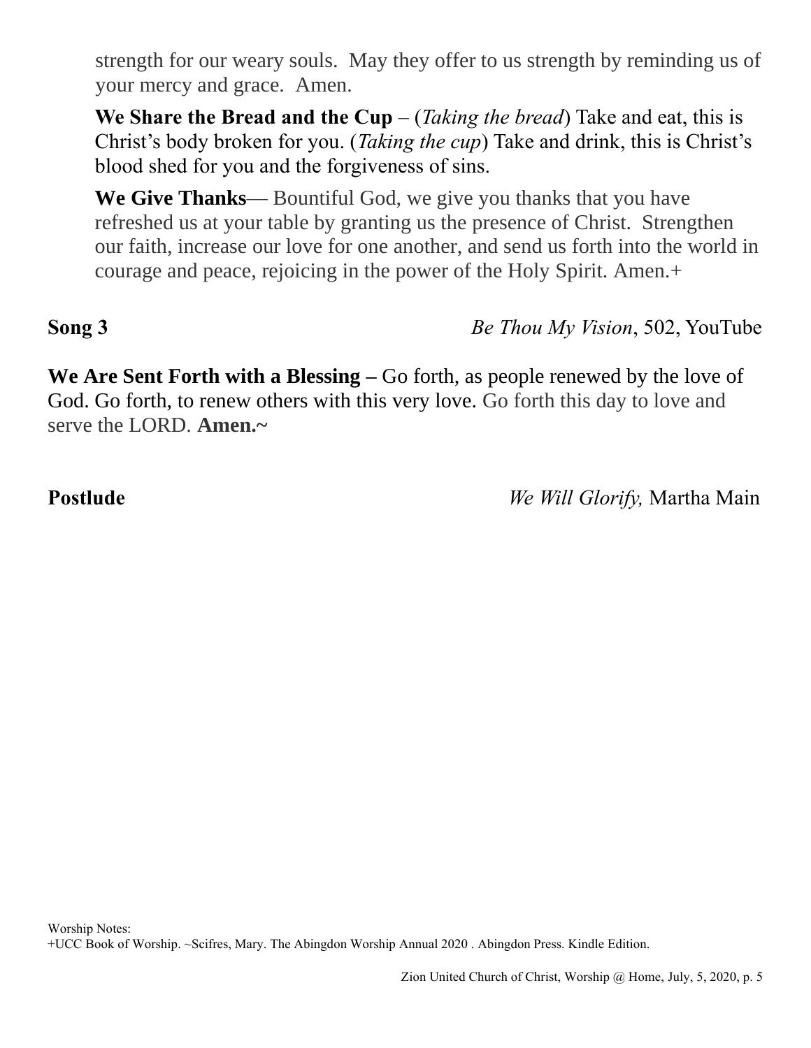strength for our weary souls. May they offer to us strength by reminding us of your mercy and grace. Amen.

**We Share the Bread and the Cup** – (*Taking the bread*) Take and eat, this is Christ's body broken for you. (*Taking the cup*) Take and drink, this is Christ's blood shed for you and the forgiveness of sins.

**We Give Thanks**— Bountiful God, we give you thanks that you have refreshed us at your table by granting us the presence of Christ. Strengthen our faith, increase our love for one another, and send us forth into the world in courage and peace, rejoicing in the power of the Holy Spirit. Amen.+

**Song 3** *Be Thou My Vision*, 502, YouTube

**We Are Sent Forth with a Blessing –** Go forth, as people renewed by the love of God. Go forth, to renew others with this very love. Go forth this day to love and serve the LORD. **Amen.~**

**Postlude** *We Will Glorify,* Martha Main

Worship Notes:
+UCC Book of Worship. ~Scifres, Mary. The Abingdon Worship Annual 2020 . Abingdon Press. Kindle Edition.